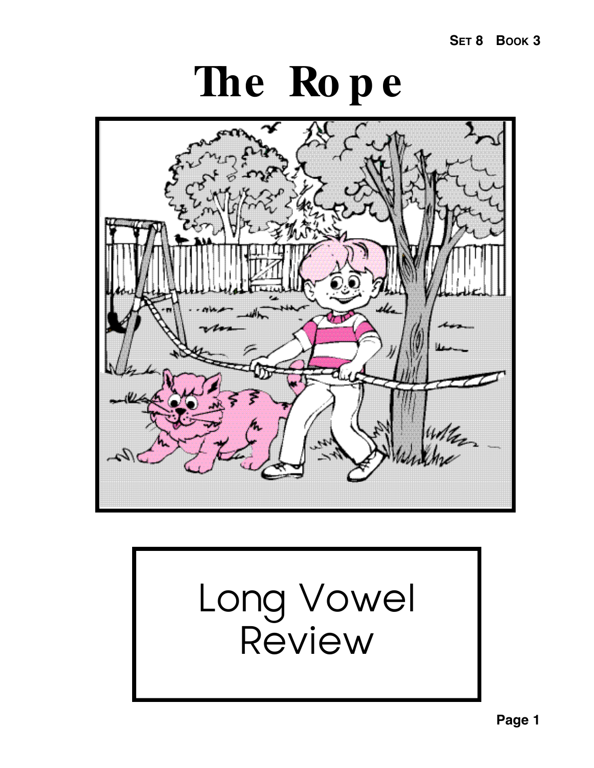SET 8 BOOK 3

# The Rope

Long Vowel Review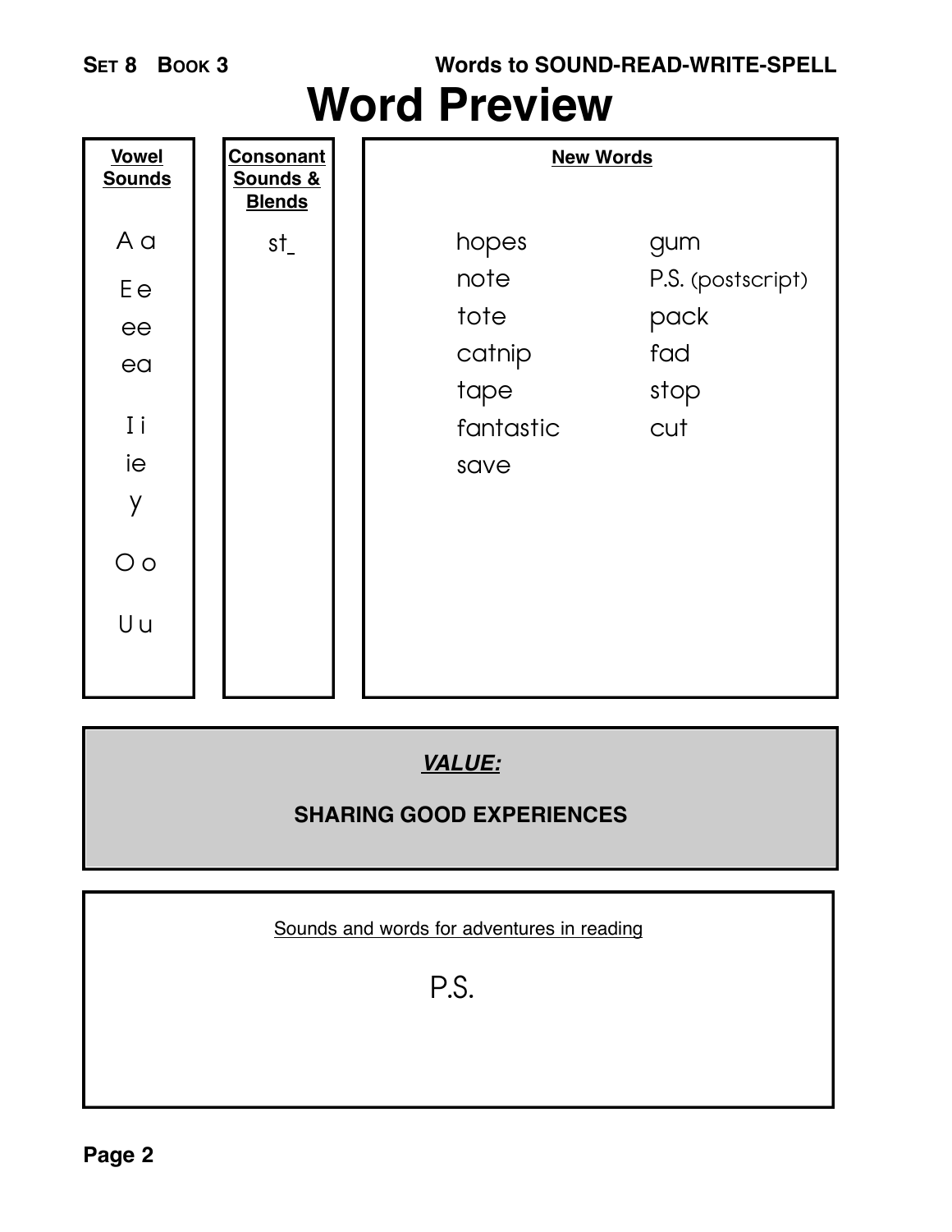**Set 8 Book 3** — Words to SOUND-READ-WRITE-SPELL

# Word Preview

| Vowel Sounds | Consonant Sounds & Blends |
|---|---|
| A a | st_ |
| E e | |
| ee | |
| ea | |
| I i | |
| ie | |
| y | |
| O o | |
| U u | |

**New Words**

| | |
|---|---|
| hopes | gum |
| note | P.S. (postscript) |
| tote | pack |
| catnip | fad |
| tape | stop |
| fantastic | cut |
| save | |

***VALUE:***

**SHARING GOOD EXPERIENCES**

Sounds and words for adventures in reading

P.S.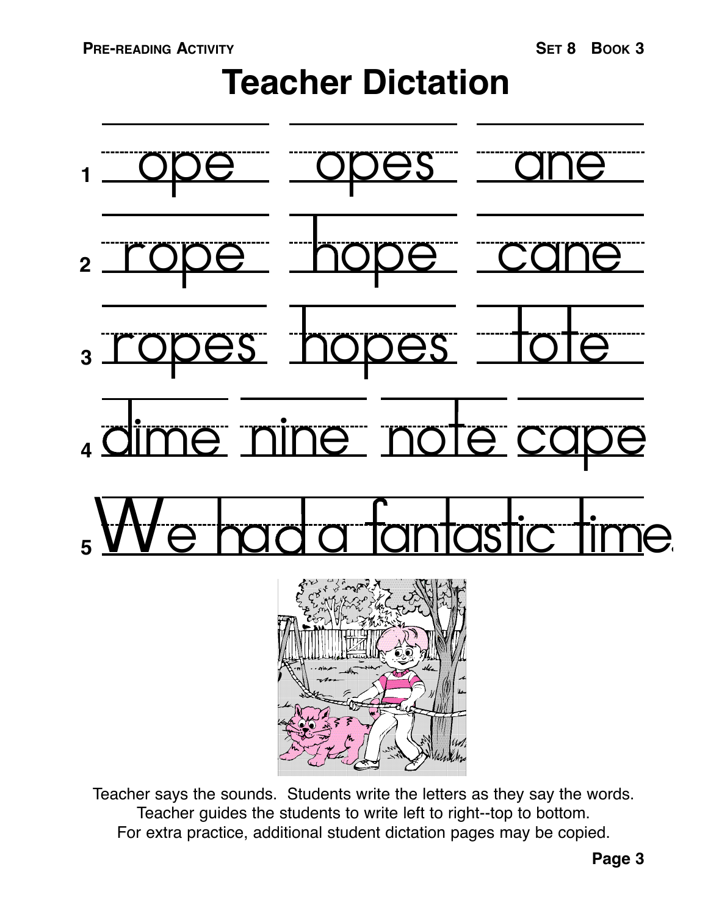# Teacher Dictation

1. ope opes ane
2. rope hope cane
3. ropes hopes tote
4. dime nine note cape
5. We had a fantastic time.

Teacher says the sounds. Students write the letters as they say the words.
Teacher guides the students to write left to right--top to bottom.
For extra practice, additional student dictation pages may be copied.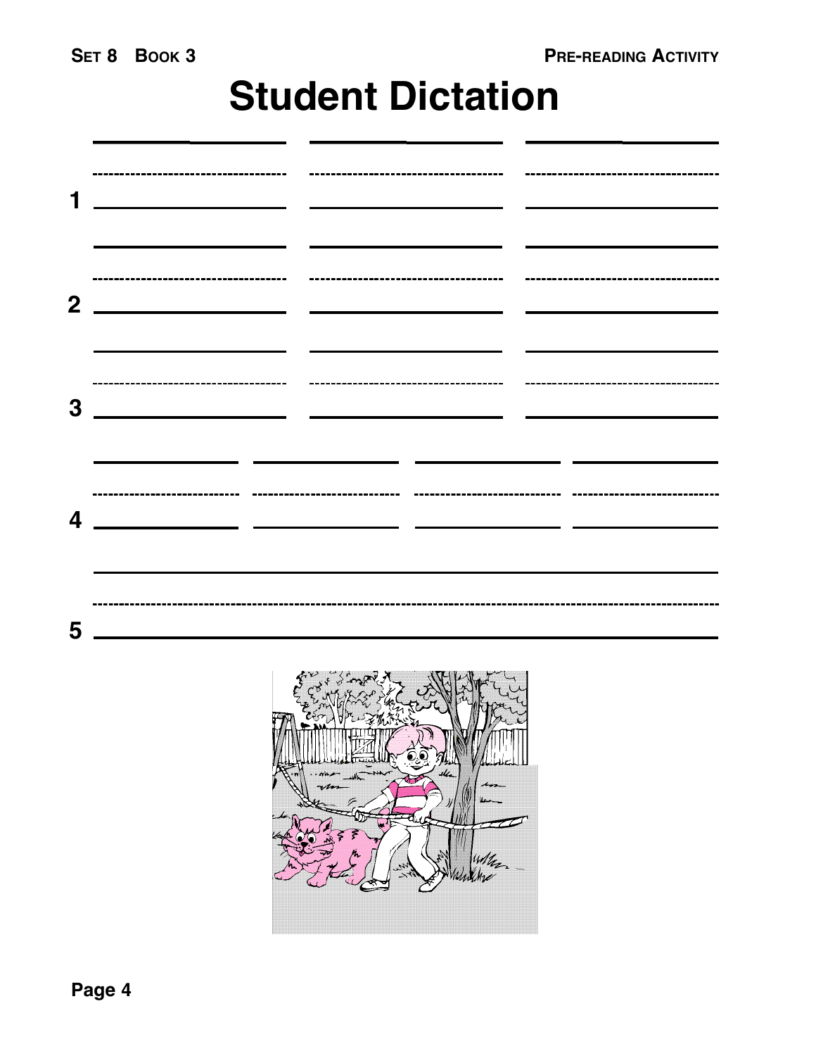# Student Dictation

1

2

3

4

5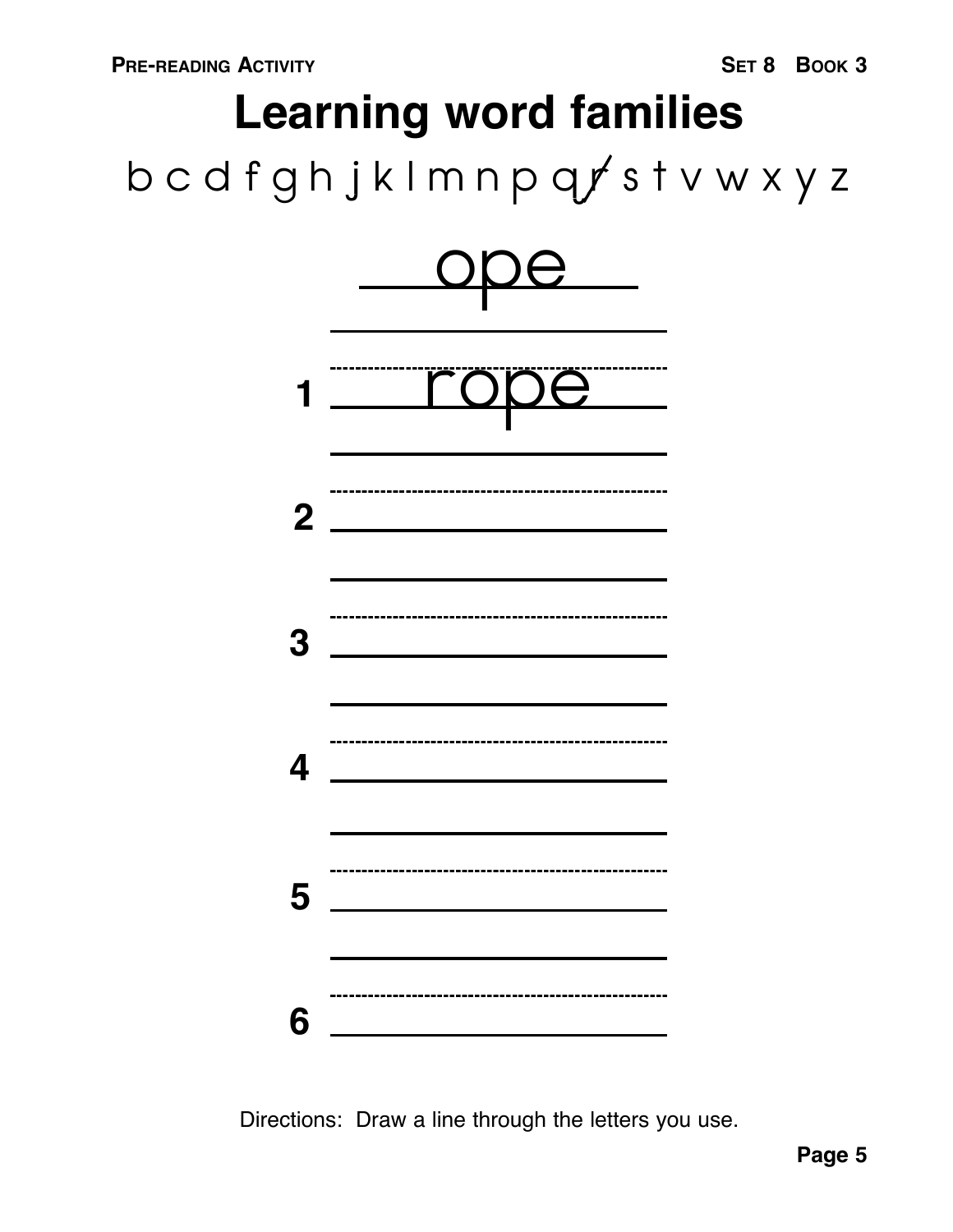# Learning word families

b c d f g h j k l m n p q r s t v w x y z

ope

1 rope

2 ______________________

3 ______________________

4 ______________________

5 ______________________

6 ______________________

Directions: Draw a line through the letters you use.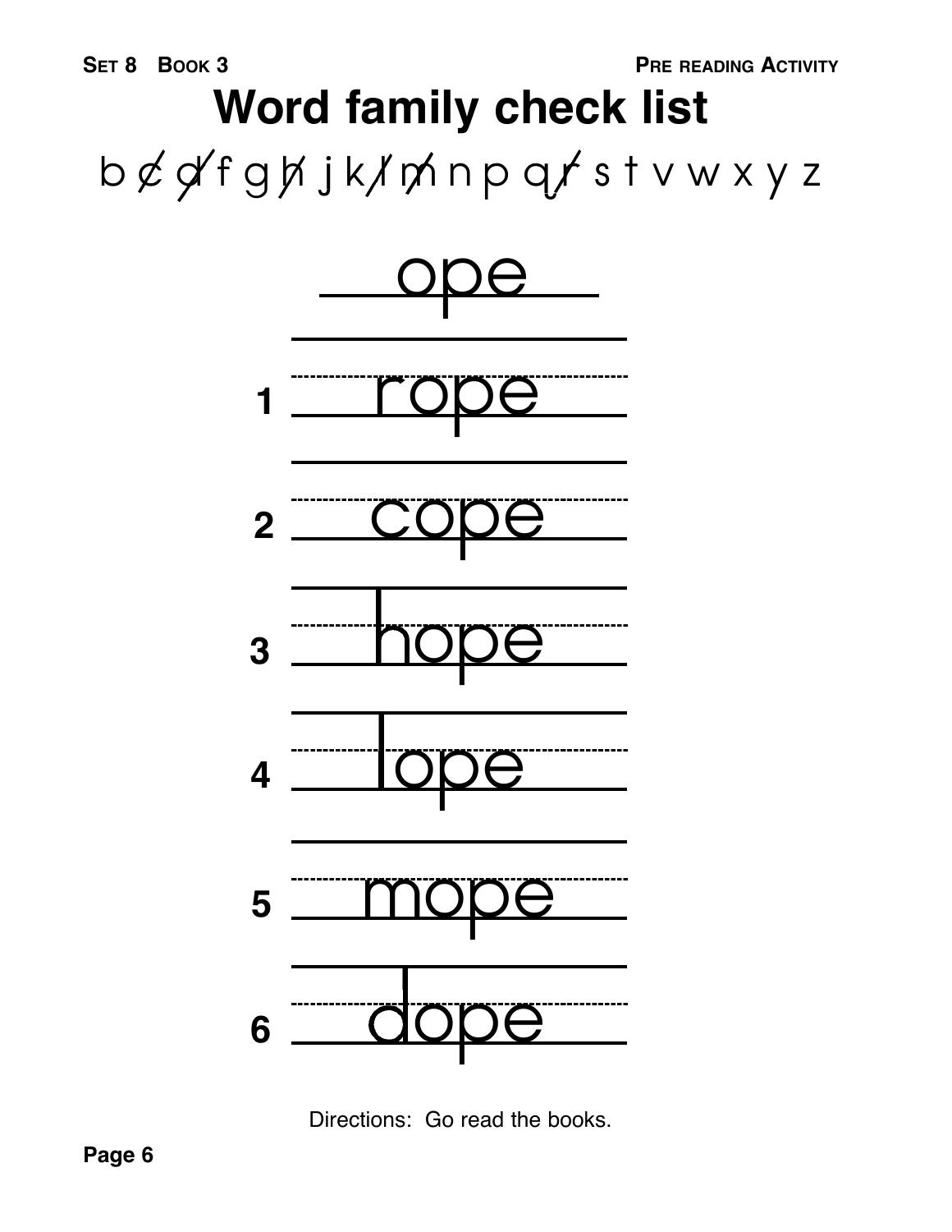SET 8 BOOK 3 PRE READING ACTIVITY

# Word family check list

b c d f g h j k l m n p q r s t v w x y z

## ope

1. rope
2. cope
3. hope
4. lope
5. mope
6. dope

Directions: Go read the books.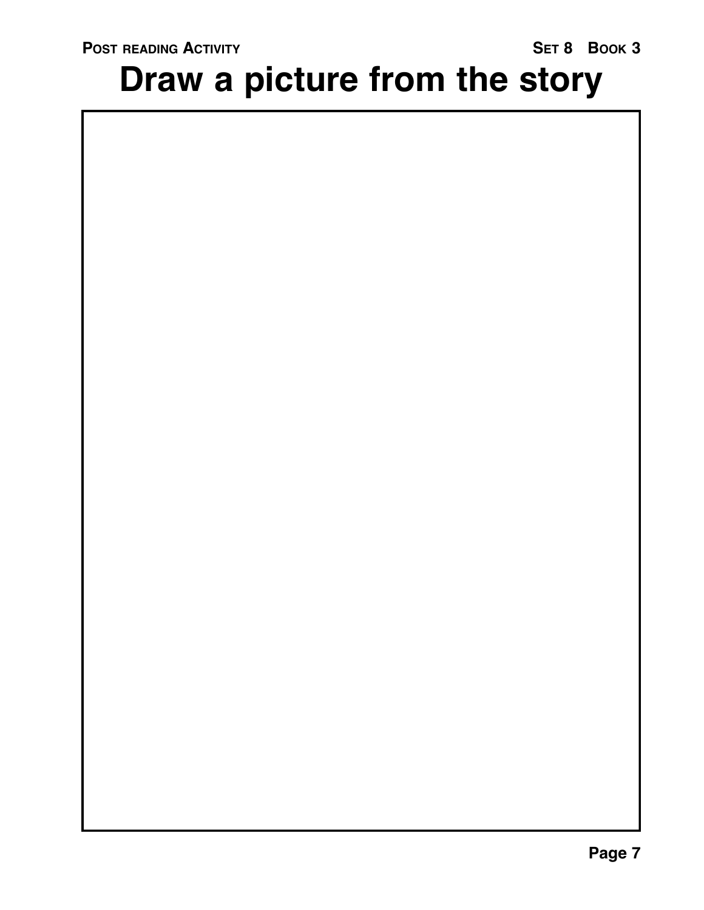**POST READING ACTIVITY** **SET 8 BOOK 3**

# Draw a picture from the story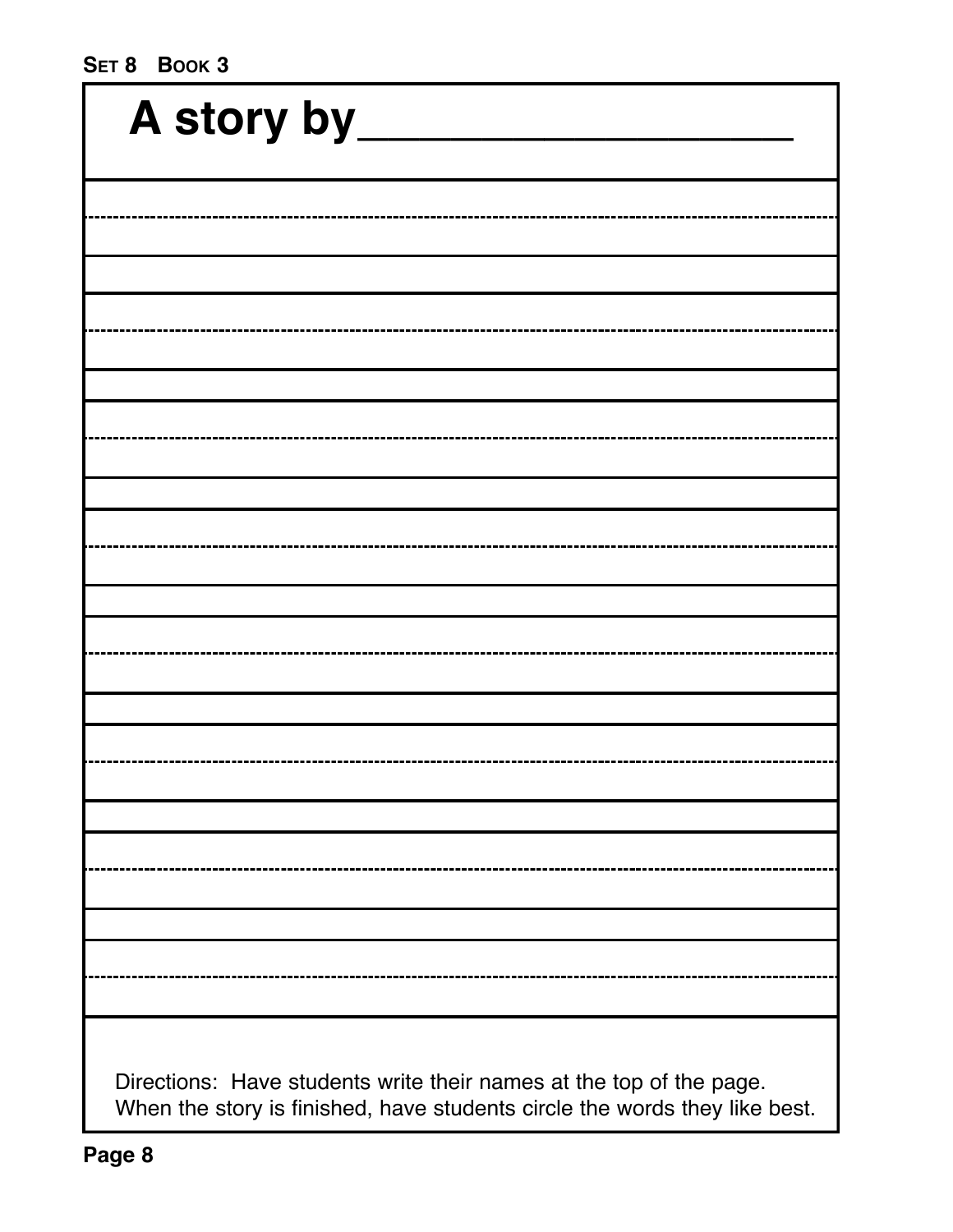# A story by____________________

Directions: Have students write their names at the top of the page. When the story is finished, have students circle the words they like best.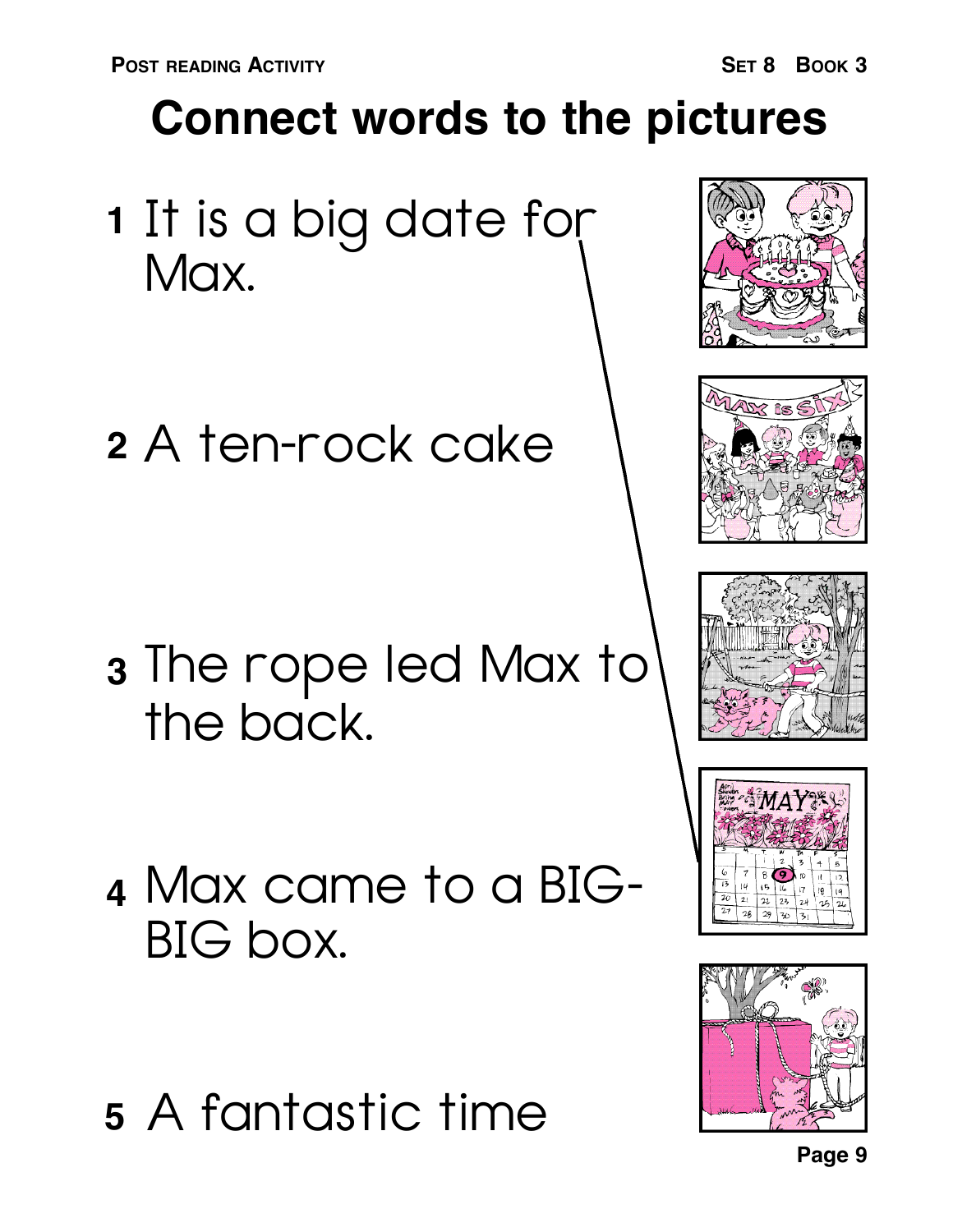# Connect words to the pictures

1 It is a big date for Max.

2 A ten-rock cake

3 The rope led Max to the back.

4 Max came to a BIG-BIG box.

5 A fantastic time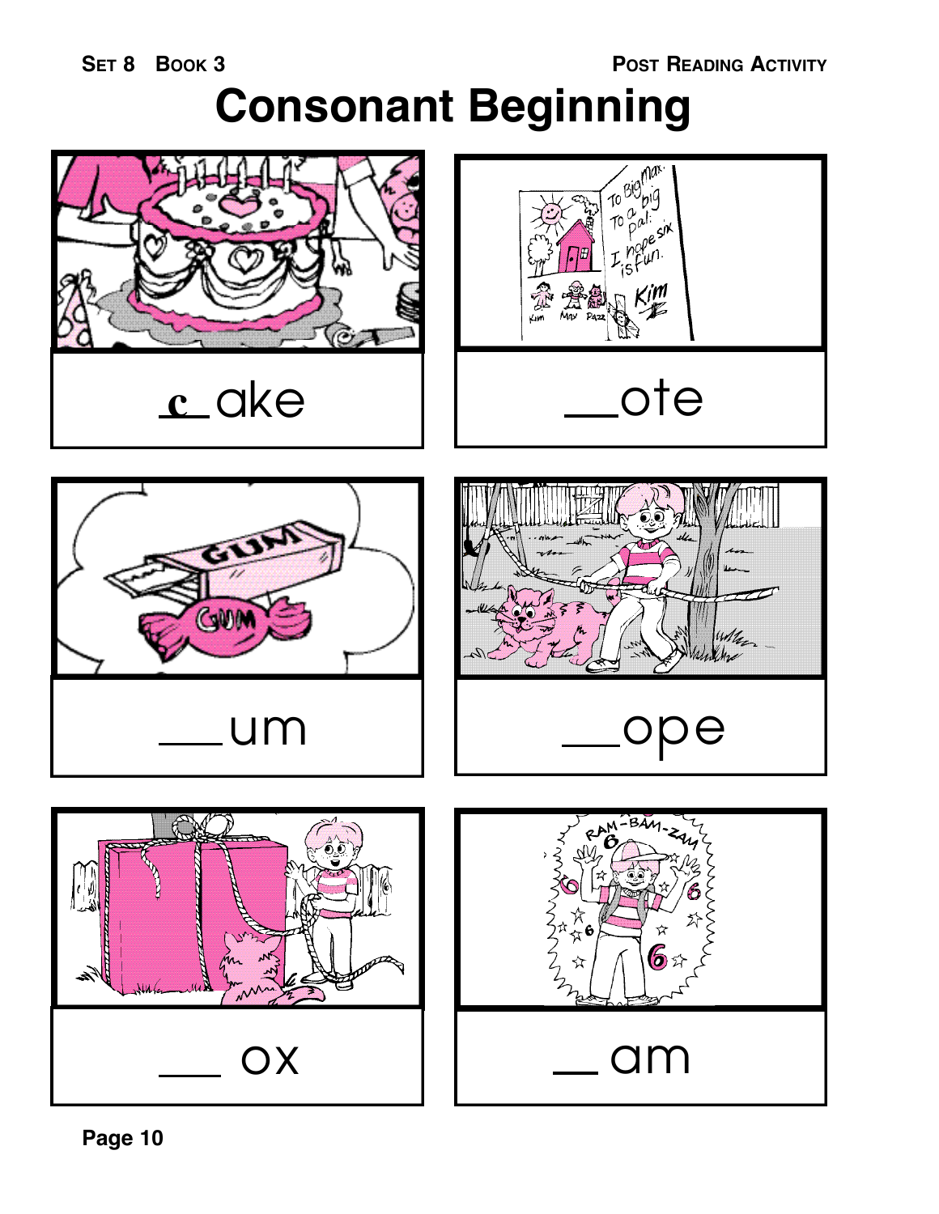# Consonant Beginning

c ake

___ote

___um

___ope

___ ox

__ am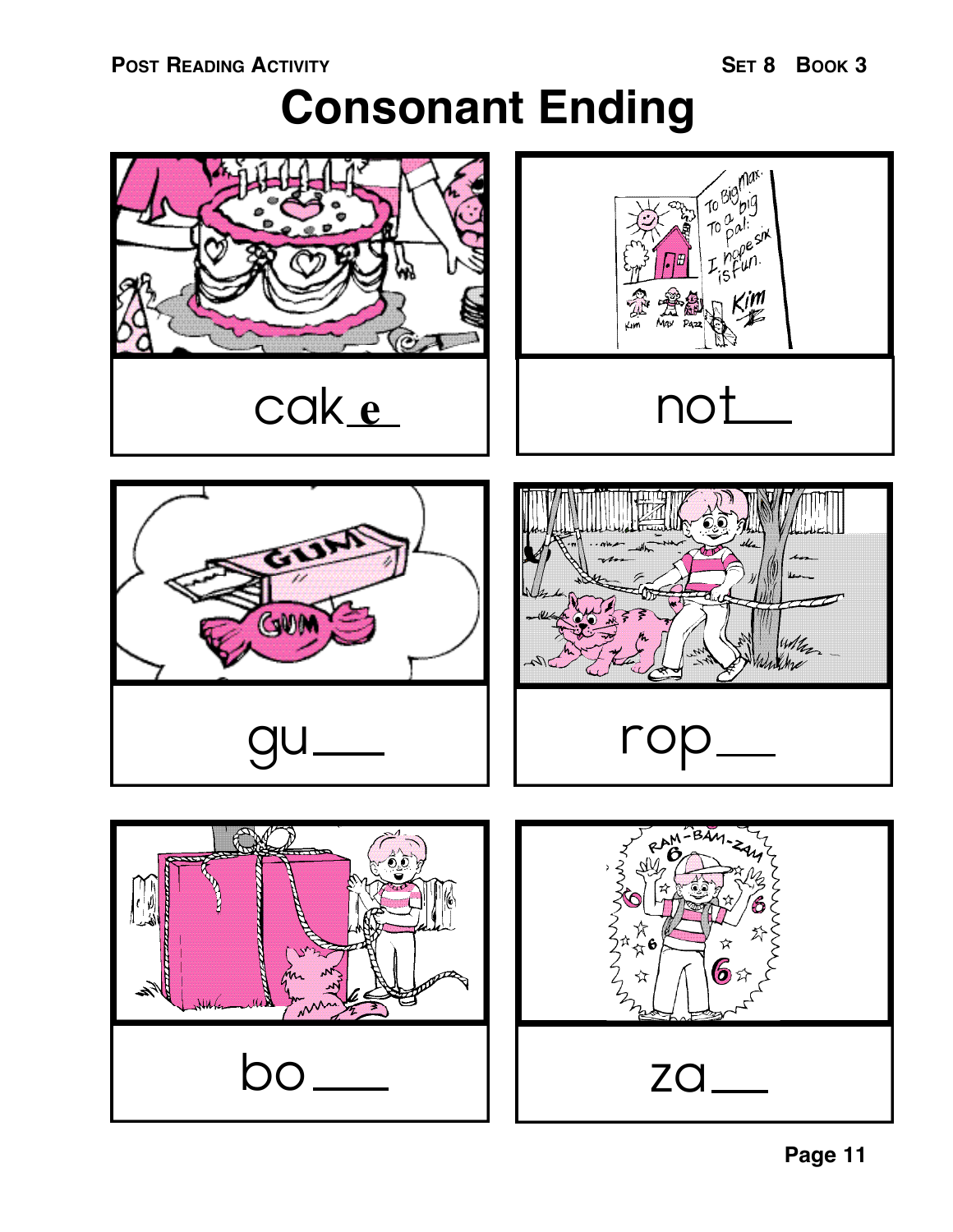# Consonant Ending

cak e

not___

gu___

rop___

bo___

za___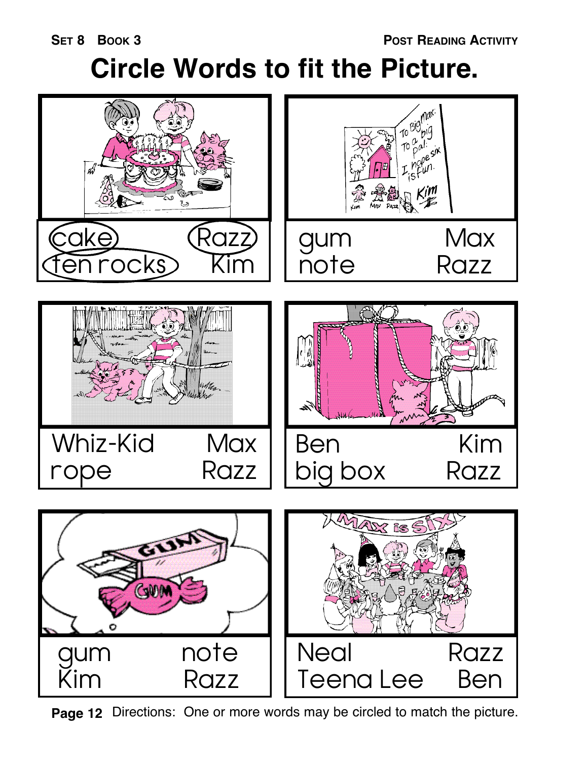# Circle Words to fit the Picture.

| | |
|---|---|
| cake &nbsp;&nbsp; Razz | gum &nbsp;&nbsp; Max |
| ten rocks &nbsp;&nbsp; Kim | note &nbsp;&nbsp; Razz |

| | |
|---|---|
| Whiz-Kid &nbsp;&nbsp; Max | Ben &nbsp;&nbsp; Kim |
| rope &nbsp;&nbsp; Razz | big box &nbsp;&nbsp; Razz |

| | |
|---|---|
| gum &nbsp;&nbsp; note | Neal &nbsp;&nbsp; Razz |
| Kim &nbsp;&nbsp; Razz | Teena Lee &nbsp;&nbsp; Ben |

Directions: One or more words may be circled to match the picture.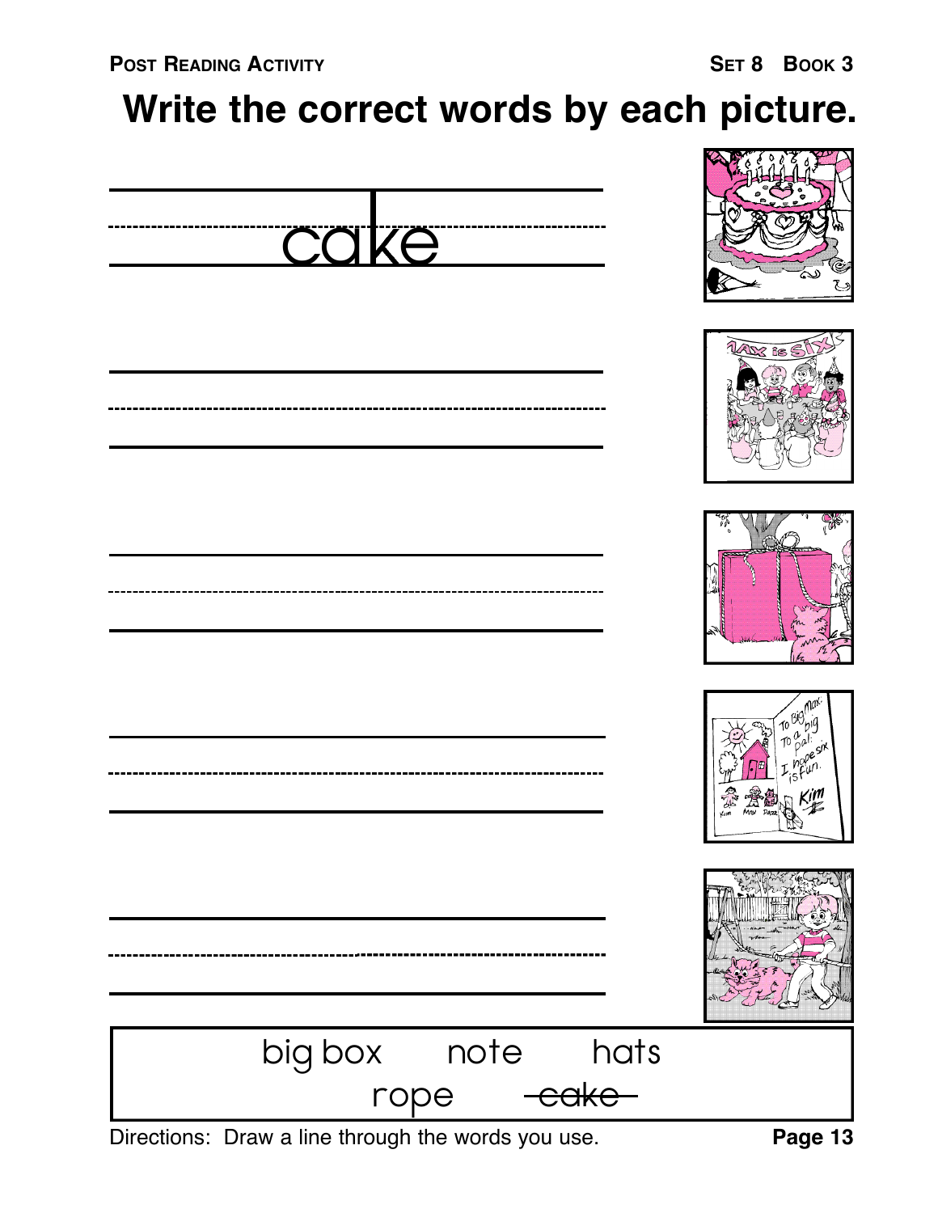**POST READING ACTIVITY** **SET 8 BOOK 3**

# Write the correct words by each picture.

cake

\_\_\_\_\_\_\_\_\_\_\_\_\_\_\_\_\_\_\_\_

\_\_\_\_\_\_\_\_\_\_\_\_\_\_\_\_\_\_\_\_

\_\_\_\_\_\_\_\_\_\_\_\_\_\_\_\_\_\_\_\_

\_\_\_\_\_\_\_\_\_\_\_\_\_\_\_\_\_\_\_\_

big box  note  hats

rope  ~~cake~~

Directions: Draw a line through the words you use.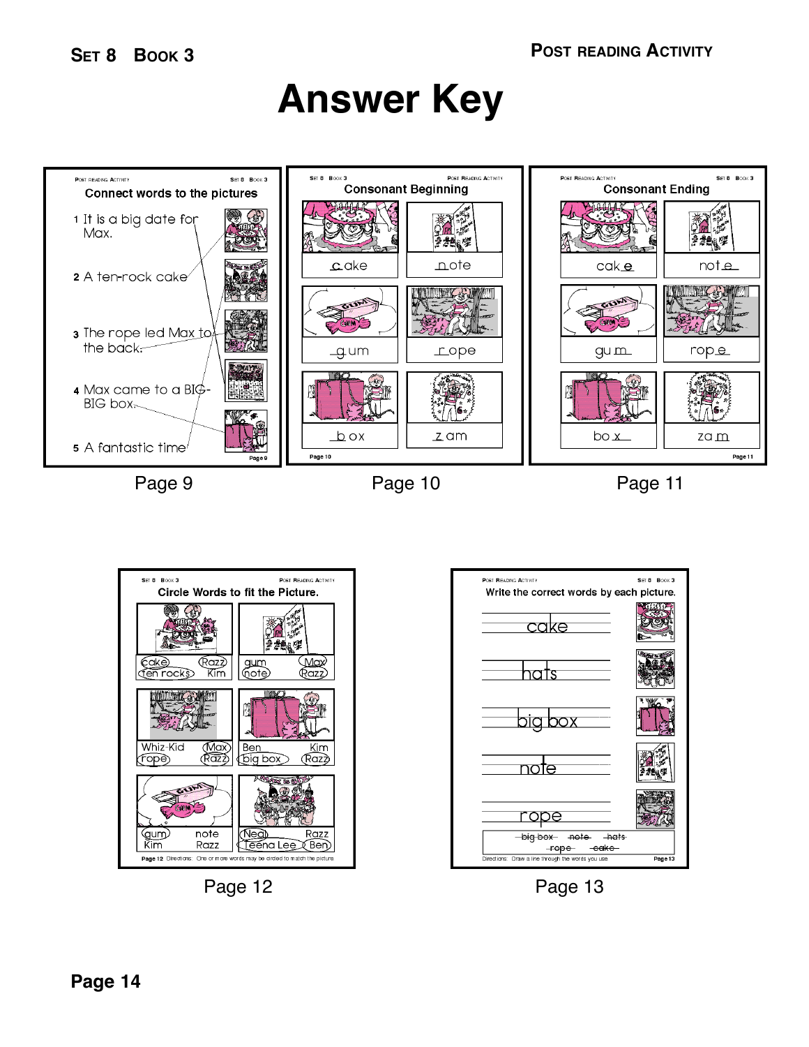# Answer Key

## Page 9

**Connect words to the pictures**

1. It is a big date for Max.
2. A ten-rock cake
3. The rope led Max to the back.
4. Max came to a BIG-BIG box.
5. A fantastic time

## Page 10

**Consonant Beginning**

c ake

n ote

g um

r ope

b ox

z am

## Page 11

**Consonant Ending**

cak e

not e

gu m

rop e

bo x

za m

## Page 12

**Circle Words to fit the Picture.**

| | |
|---|---|
| cake, Razz, ten rocks, Kim | gum, Max, note, Razz |
| Whiz-Kid, Max, rope, Razz | Ben, Kim, big box, Razz |
| gum, note, Kim, Razz | Neal, Razz, Teena Lee, Ben |

Directions: One or more words may be circled to match the picture.

## Page 13

**Write the correct words by each picture.**

cake

hats

big box

note

rope

~~big box~~ ~~note~~ ~~hats~~ ~~rope~~ ~~cake~~

Directions: Draw a line through the words you use.